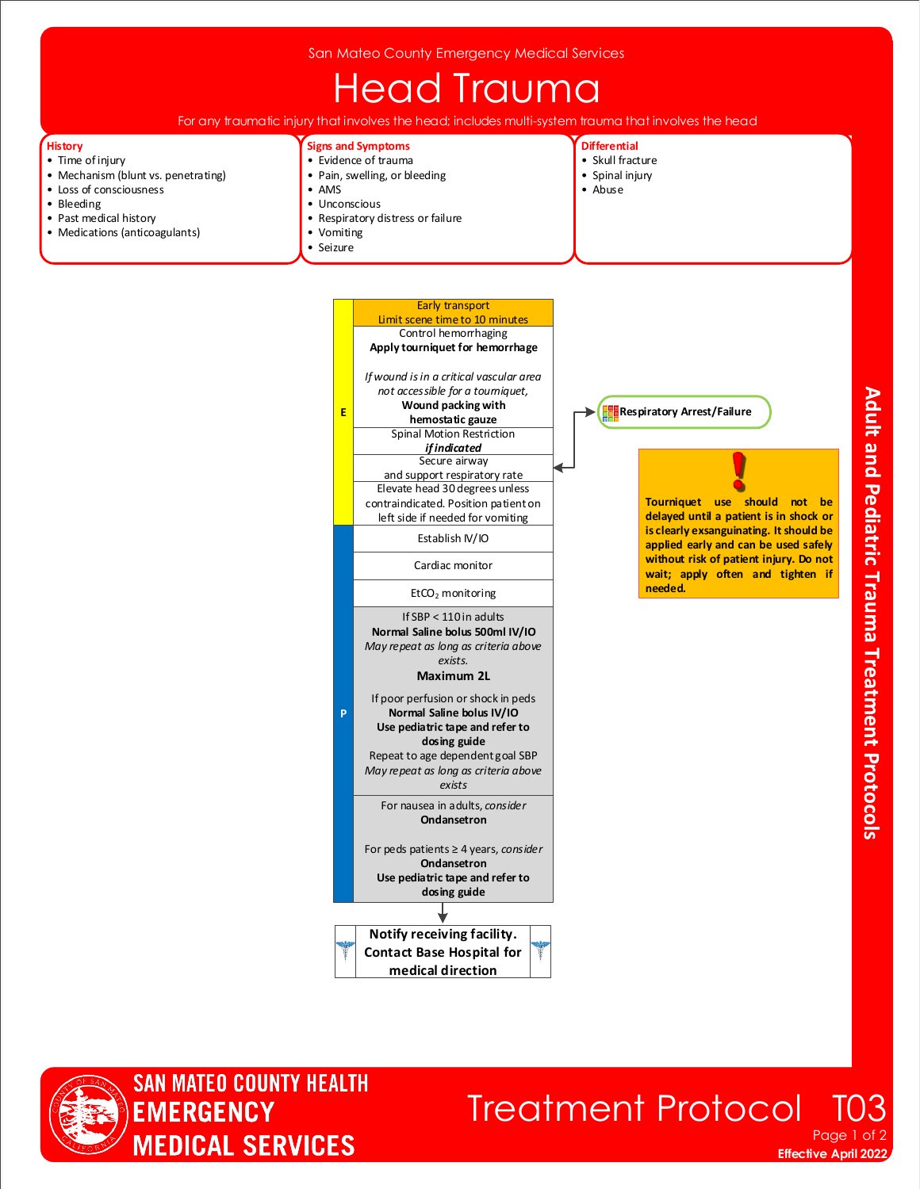San Mateo County Emergency Medical Services

# Head Trauma

For any traumatic injury that involves the head; includes multi-system trauma that involves the head

## History

- Time of injury
- Mechanism (blunt vs. penetrating)
- Loss of consciousness
- Bleeding
- Past medical history
- Medications (anticoagulants)

## Signs and Symptoms

- Evidence of trauma
- Pain, swelling, or bleeding
- AMS
- Unconscious
- Respiratory distress or failure
- Vomiting
- Seizure

## Differential

- Skull fracture
- Spinal injury
- Abuse

## Treatment

**E**

Early transport
Limit scene time to 10 minutes

Control hemorrhaging
**Apply tourniquet for hemorrhage**

*If wound is in a critical vascular area not accessible for a tourniquet,*
**Wound packing with hemostatic gauze**

Spinal Motion Restriction
***if indicated***

Secure airway and support respiratory rate → **Respiratory Arrest/Failure**

Elevate head 30 degrees unless contraindicated. Position patient on left side if needed for vomiting

**P**

Establish IV/IO

Cardiac monitor

$EtCO_2$ monitoring

If SBP < 110 in adults
**Normal Saline bolus 500ml IV/IO**
*May repeat as long as criteria above exists.*
**Maximum 2L**

If poor perfusion or shock in peds
**Normal Saline bolus IV/IO**
**Use pediatric tape and refer to dosing guide**
Repeat to age dependent goal SBP
*May repeat as long as criteria above exists*

For nausea in adults, *consider*
**Ondansetron**

For peds patients ≥ 4 years, *consider*
**Ondansetron**
**Use pediatric tape and refer to dosing guide**

**Notify receiving facility. Contact Base Hospital for medical direction**

**Tourniquet use should not be delayed until a patient is in shock or is clearly exsanguinating. It should be applied early and can be used safely without risk of patient injury. Do not wait; apply often and tighten if needed.**

Adult and Pediatric Trauma Treatment Protocols

SAN MATEO COUNTY HEALTH EMERGENCY MEDICAL SERVICES

Treatment Protocol T03

Effective April 2022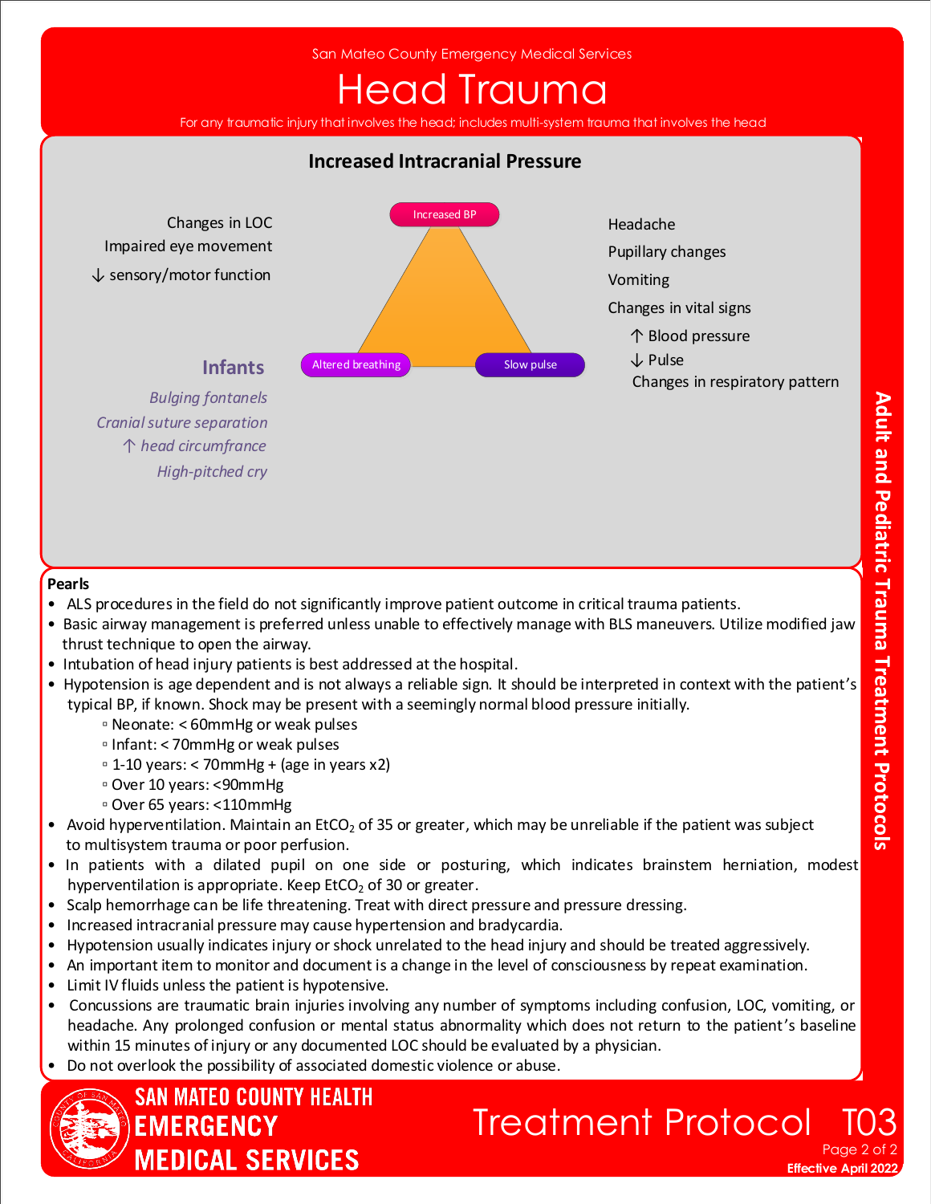San Mateo County Emergency Medical Services

# Head Trauma

For any traumatic injury that involves the head; includes multi-system trauma that involves the head

## Increased Intracranial Pressure

Changes in LOC
Impaired eye movement
↓ sensory/motor function

Increased BP
Altered breathing
Slow pulse

Headache
Pupillary changes
Vomiting
Changes in vital signs
↑ Blood pressure
↓ Pulse
Changes in respiratory pattern

### Infants

*Bulging fontanels*
*Cranial suture separation*
*↑ head circumfrance*
*High-pitched cry*

**Pearls**

- ALS procedures in the field do not significantly improve patient outcome in critical trauma patients.
- Basic airway management is preferred unless unable to effectively manage with BLS maneuvers. Utilize modified jaw thrust technique to open the airway.
- Intubation of head injury patients is best addressed at the hospital.
- Hypotension is age dependent and is not always a reliable sign. It should be interpreted in context with the patient's typical BP, if known. Shock may be present with a seemingly normal blood pressure initially.
    - Neonate: < 60mmHg or weak pulses
    - Infant: < 70mmHg or weak pulses
    - 1-10 years: < 70mmHg + (age in years x2)
    - Over 10 years: <90mmHg
    - Over 65 years: <110mmHg
- Avoid hyperventilation. Maintain an $EtCO_2$ of 35 or greater, which may be unreliable if the patient was subject to multisystem trauma or poor perfusion.
- In patients with a dilated pupil on one side or posturing, which indicates brainstem herniation, modest hyperventilation is appropriate. Keep $EtCO_2$ of 30 or greater.
- Scalp hemorrhage can be life threatening. Treat with direct pressure and pressure dressing.
- Increased intracranial pressure may cause hypertension and bradycardia.
- Hypotension usually indicates injury or shock unrelated to the head injury and should be treated aggressively.
- An important item to monitor and document is a change in the level of consciousness by repeat examination.
- Limit IV fluids unless the patient is hypotensive.
- Concussions are traumatic brain injuries involving any number of symptoms including confusion, LOC, vomiting, or headache. Any prolonged confusion or mental status abnormality which does not return to the patient's baseline within 15 minutes of injury or any documented LOC should be evaluated by a physician.
- Do not overlook the possibility of associated domestic violence or abuse.

Adult and Pediatric Trauma Treatment Protocols

SAN MATEO COUNTY HEALTH EMERGENCY MEDICAL SERVICES

Treatment Protocol T03

Effective April 2022